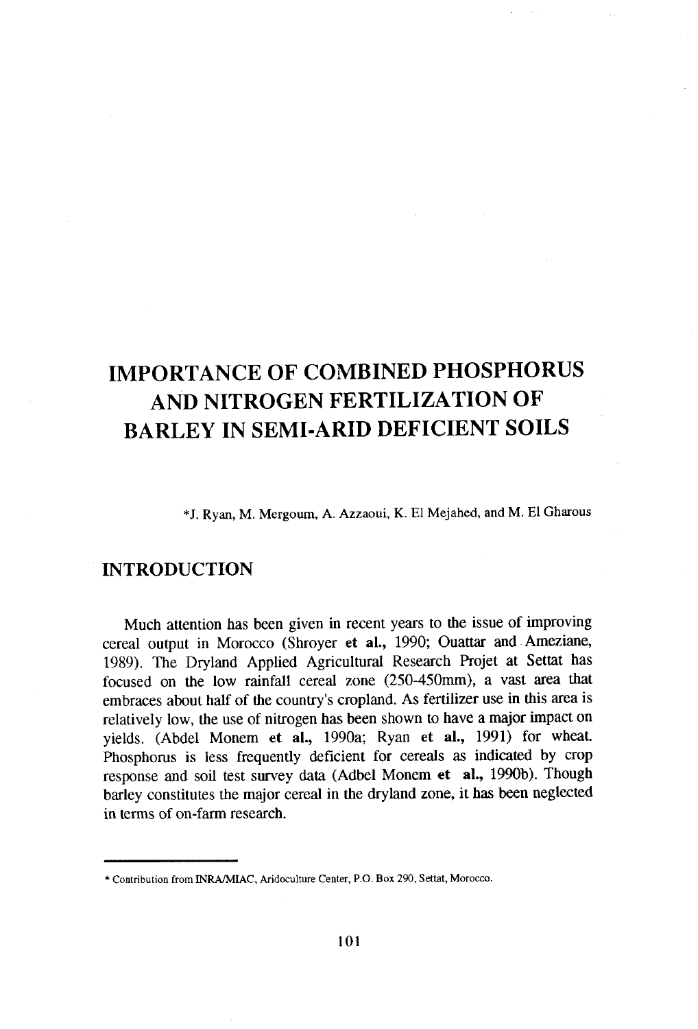# IMPORTANCE OF COMBINED PHOSPHORUS AND NITROGEN FERTILIZATION OF BARLEY IN SEMI-ARID DEFICIENT SOILS

*J. Ryan, M. Mergoum, A. Azzaoui, K. El Mejahed, and M. El Gharous

## INTRODUCTION

Much attention has been given in recent years to the issue of improving cereal output in Morocco (Shroyer **et al.,** 1990; Ouattar and Ameziane, 1989). The Dryland Applied Agricultural Research Projet at Settat has focused on the low rainfall cereal zone (250-450mm), a vast area that embraces about half of the country's cropland. As fertilizer use in this area is relatively low, the use of nitrogen has been shown to have a major impact on yields. (Abdel Monem **et al.,** 1990a; Ryan **et al.,** 1991) for wheat. Phosphorus is less frequently deficient for cereals as indicated by crop response and soil test survey data (Adbel Monem **et al.,** 1990b). Though barley constitutes the major cereal in the dryland zone, it has been neglected in terms of on-farm research.

---

* Contribution from INRA/MIAC, Aridoculture Center, P.O. Box 290, Settat, Morocco.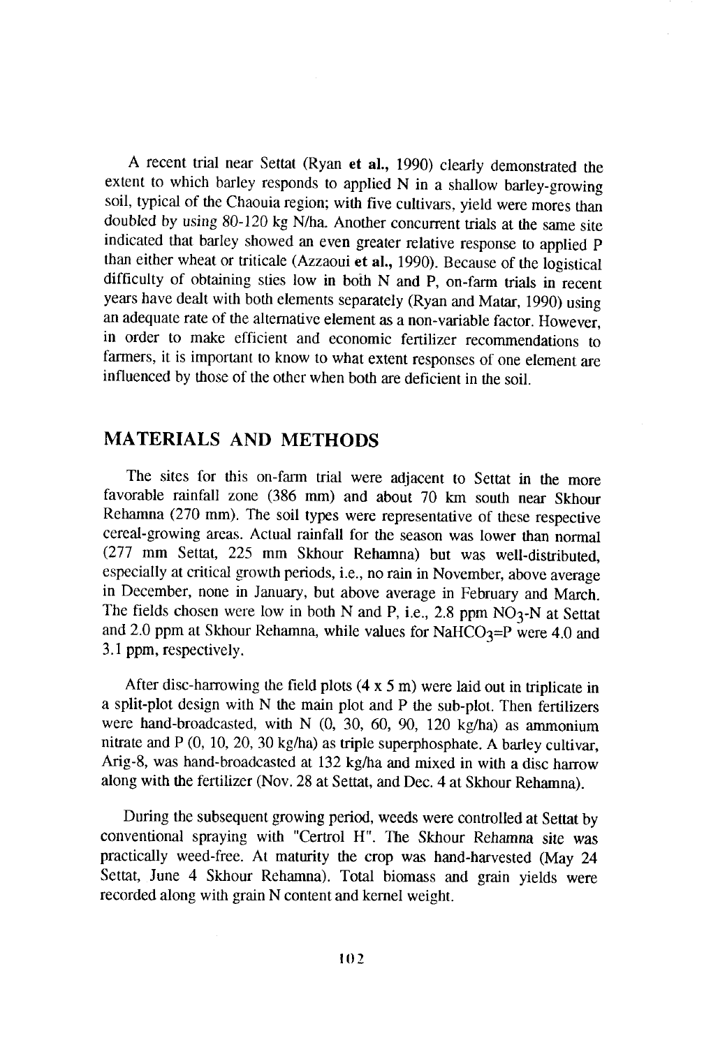A recent trial near Settat (Ryan **et al.**, 1990) clearly demonstrated the extent to which barley responds to applied N in a shallow barley-growing soil, typical of the Chaouia region; with five cultivars, yield were mores than doubled by using 80-120 kg N/ha. Another concurrent trials at the same site indicated that barley showed an even greater relative response to applied P than either wheat or triticale (Azzaoui **et al.**, 1990). Because of the logistical difficulty of obtaining sties low in both N and P, on-farm trials in recent years have dealt with both elements separately (Ryan and Matar, 1990) using an adequate rate of the alternative element as a non-variable factor. However, in order to make efficient and economic fertilizer recommendations to farmers, it is important to know to what extent responses of one element are influenced by those of the other when both are deficient in the soil.

## MATERIALS AND METHODS

The sites for this on-farm trial were adjacent to Settat in the more favorable rainfall zone (386 mm) and about 70 km south near Skhour Rehamna (270 mm). The soil types were representative of these respective cereal-growing areas. Actual rainfall for the season was lower than normal (277 mm Settat, 225 mm Skhour Rehamna) but was well-distributed, especially at critical growth periods, i.e., no rain in November, above average in December, none in January, but above average in February and March. The fields chosen were low in both N and P, i.e., 2.8 ppm $NO_3$-N at Settat and 2.0 ppm at Skhour Rehamna, while values for $NaHCO_3$=P were 4.0 and 3.1 ppm, respectively.

After disc-harrowing the field plots (4 x 5 m) were laid out in triplicate in a split-plot design with N the main plot and P the sub-plot. Then fertilizers were hand-broadcasted, with N (0, 30, 60, 90, 120 kg/ha) as ammonium nitrate and P (0, 10, 20, 30 kg/ha) as triple superphosphate. A barley cultivar, Arig-8, was hand-broadcasted at 132 kg/ha and mixed in with a disc harrow along with the fertilizer (Nov. 28 at Settat, and Dec. 4 at Skhour Rehamna).

During the subsequent growing period, weeds were controlled at Settat by conventional spraying with "Certrol H". The Skhour Rehamna site was practically weed-free. At maturity the crop was hand-harvested (May 24 Settat, June 4 Skhour Rehamna). Total biomass and grain yields were recorded along with grain N content and kernel weight.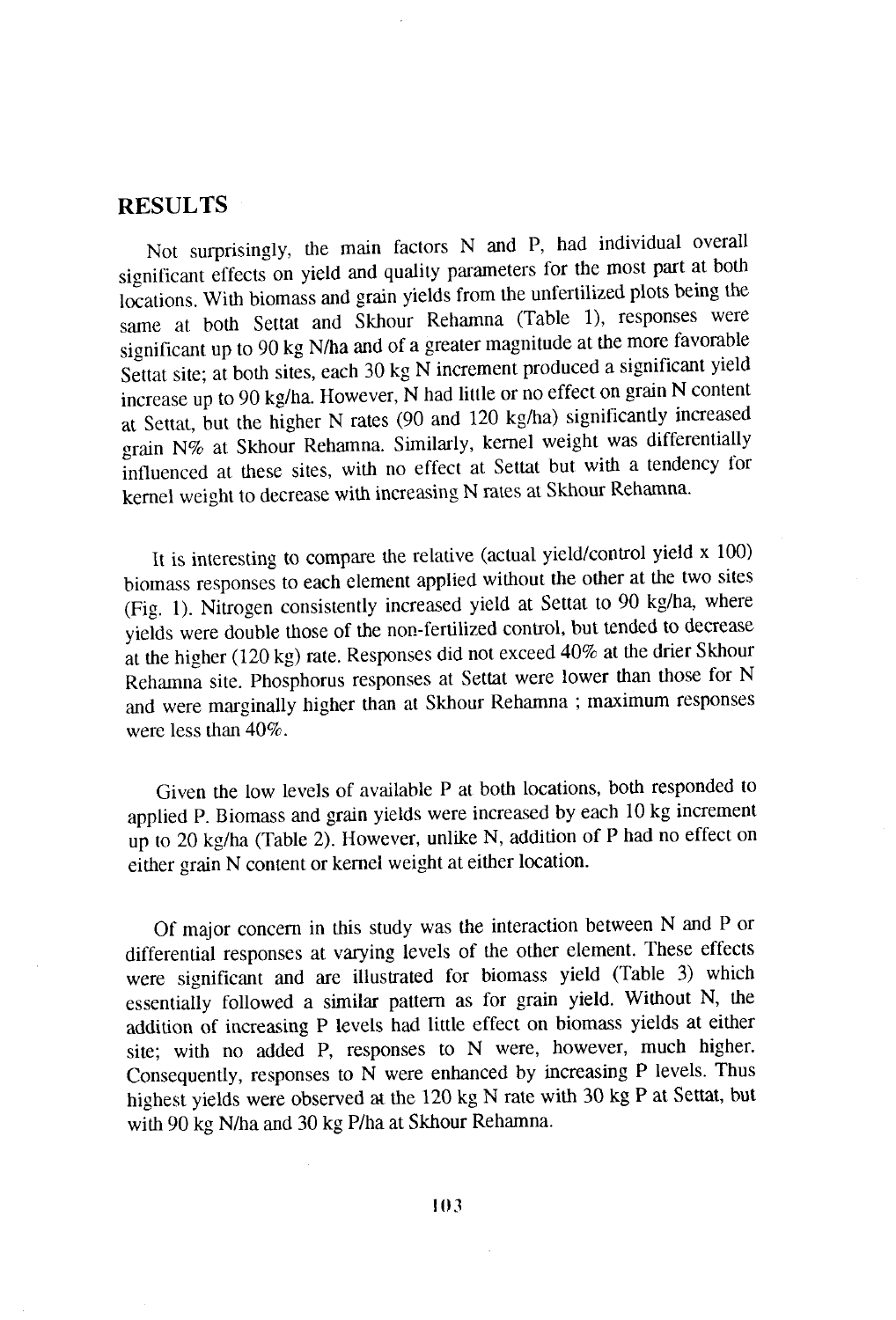## RESULTS

Not surprisingly, the main factors N and P, had individual overall significant effects on yield and quality parameters for the most part at both locations. With biomass and grain yields from the unfertilized plots being the same at both Settat and Skhour Rehamna (Table 1), responses were significant up to 90 kg N/ha and of a greater magnitude at the more favorable Settat site; at both sites, each 30 kg N increment produced a significant yield increase up to 90 kg/ha. However, N had little or no effect on grain N content at Settat, but the higher N rates (90 and 120 kg/ha) significantly increased grain N% at Skhour Rehamna. Similarly, kernel weight was differentially influenced at these sites, with no effect at Settat but with a tendency for kernel weight to decrease with increasing N rates at Skhour Rehamna.

It is interesting to compare the relative (actual yield/control yield x 100) biomass responses to each element applied without the other at the two sites (Fig. 1). Nitrogen consistently increased yield at Settat to 90 kg/ha, where yields were double those of the non-fertilized control, but tended to decrease at the higher (120 kg) rate. Responses did not exceed 40% at the drier Skhour Rehamna site. Phosphorus responses at Settat were lower than those for N and were marginally higher than at Skhour Rehamna ; maximum responses were less than 40%.

Given the low levels of available P at both locations, both responded to applied P. Biomass and grain yields were increased by each 10 kg increment up to 20 kg/ha (Table 2). However, unlike N, addition of P had no effect on either grain N content or kernel weight at either location.

Of major concern in this study was the interaction between N and P or differential responses at varying levels of the other element. These effects were significant and are illustrated for biomass yield (Table 3) which essentially followed a similar pattern as for grain yield. Without N, the addition of increasing P levels had little effect on biomass yields at either site; with no added P, responses to N were, however, much higher. Consequently, responses to N were enhanced by increasing P levels. Thus highest yields were observed at the 120 kg N rate with 30 kg P at Settat, but with 90 kg N/ha and 30 kg P/ha at Skhour Rehamna.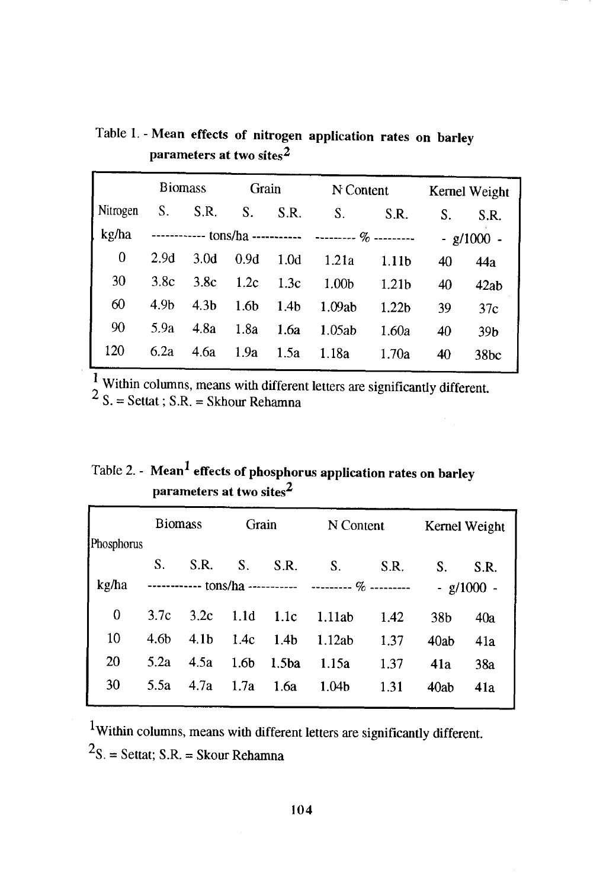Table 1. - **Mean effects of nitrogen application rates on barley parameters at two sites[2]**

| | Biomass | | Grain | | N Content | | Kernel Weight | |
|---|---|---|---|---|---|---|---|---|
| Nitrogen | S. | S.R. | S. | S.R. | S. | S.R. | S. | S.R. |
| kg/ha | ----------- tons/ha ----------- | | | | --------- % --------- | | - g/1000 - | |
| 0 | 2.9d | 3.0d | 0.9d | 1.0d | 1.21a | 1.11b | 40 | 44a |
| 30 | 3.8c | 3.8c | 1.2c | 1.3c | 1.00b | 1.21b | 40 | 42ab |
| 60 | 4.9b | 4.3b | 1.6b | 1.4b | 1.09ab | 1.22b | 39 | 37c |
| 90 | 5.9a | 4.8a | 1.8a | 1.6a | 1.05ab | 1.60a | 40 | 39b |
| 120 | 6.2a | 4.6a | 1.9a | 1.5a | 1.18a | 1.70a | 40 | 38bc |

[1] Within columns, means with different letters are significantly different.
[2] S. = Settat ; S.R. = Skhour Rehamna

Table 2. - **Mean[1] effects of phosphorus application rates on barley parameters at two sites[2]**

| | Biomass | | Grain | | N Content | | Kernel Weight | |
|---|---|---|---|---|---|---|---|---|
| Phosphorus | S. | S.R. | S. | S.R. | S. | S.R. | S. | S.R. |
| kg/ha | ----------- tons/ha ----------- | | | | --------- % --------- | | - g/1000 - | |
| 0 | 3.7c | 3.2c | 1.1d | 1.1c | 1.11ab | 1.42 | 38b | 40a |
| 10 | 4.6b | 4.1b | 1.4c | 1.4b | 1.12ab | 1.37 | 40ab | 41a |
| 20 | 5.2a | 4.5a | 1.6b | 1.5ba | 1.15a | 1.37 | 41a | 38a |
| 30 | 5.5a | 4.7a | 1.7a | 1.6a | 1.04b | 1.31 | 40ab | 41a |

[1]Within columns, means with different letters are significantly different.

[2]S. = Settat; S.R. = Skour Rehamna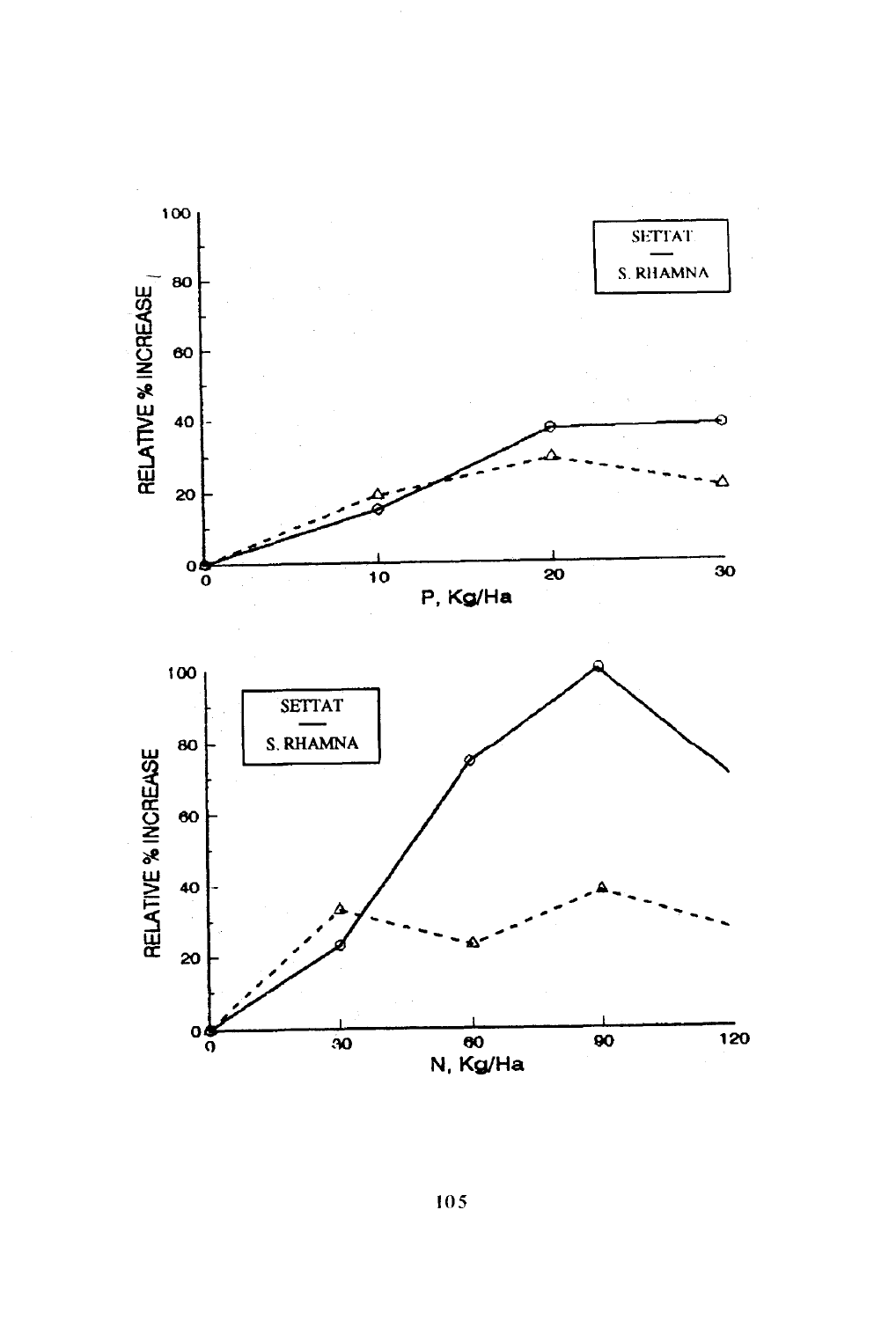RELATIVE % INCREASE

SETTAT

—

S. RHAMNA

P, Kg/Ha

RELATIVE % INCREASE

SETTAT

—

S. RHAMNA

N, Kg/Ha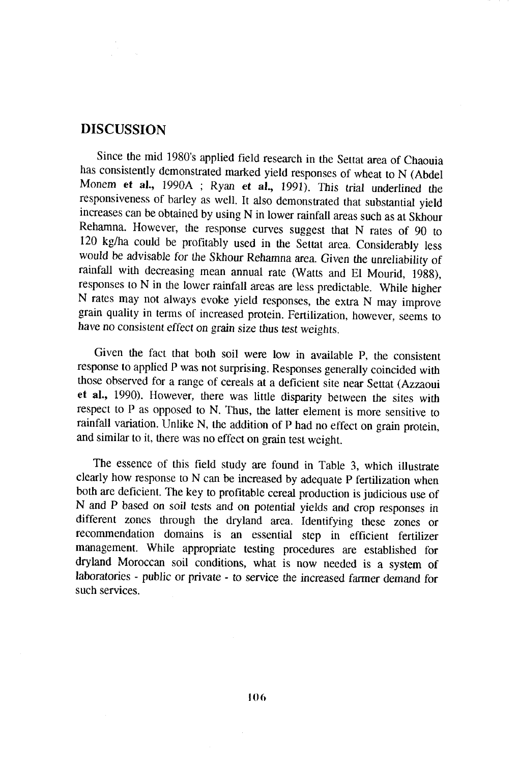## DISCUSSION

Since the mid 1980's applied field research in the Settat area of Chaouia has consistently demonstrated marked yield responses of wheat to N (Abdel Monem **et al.**, 1990A ; Ryan **et al.**, 1991). This trial underlined the responsiveness of barley as well. It also demonstrated that substantial yield increases can be obtained by using N in lower rainfall areas such as at Skhour Rehamna. However, the response curves suggest that N rates of 90 to 120 kg/ha could be profitably used in the Settat area. Considerably less would be advisable for the Skhour Rehamna area. Given the unreliability of rainfall with decreasing mean annual rate (Watts and El Mourid, 1988), responses to N in the lower rainfall areas are less predictable. While higher N rates may not always evoke yield responses, the extra N may improve grain quality in terms of increased protein. Fertilization, however, seems to have no consistent effect on grain size thus test weights.

Given the fact that both soil were low in available P, the consistent response to applied P was not surprising. Responses generally coincided with those observed for a range of cereals at a deficient site near Settat (Azzaoui **et al.**, 1990). However, there was little disparity between the sites with respect to P as opposed to N. Thus, the latter element is more sensitive to rainfall variation. Unlike N, the addition of P had no effect on grain protein, and similar to it, there was no effect on grain test weight.

The essence of this field study are found in Table 3, which illustrate clearly how response to N can be increased by adequate P fertilization when both are deficient. The key to profitable cereal production is judicious use of N and P based on soil tests and on potential yields and crop responses in different zones through the dryland area. Identifying these zones or recommendation domains is an essential step in efficient fertilizer management. While appropriate testing procedures are established for dryland Moroccan soil conditions, what is now needed is a system of laboratories - public or private - to service the increased farmer demand for such services.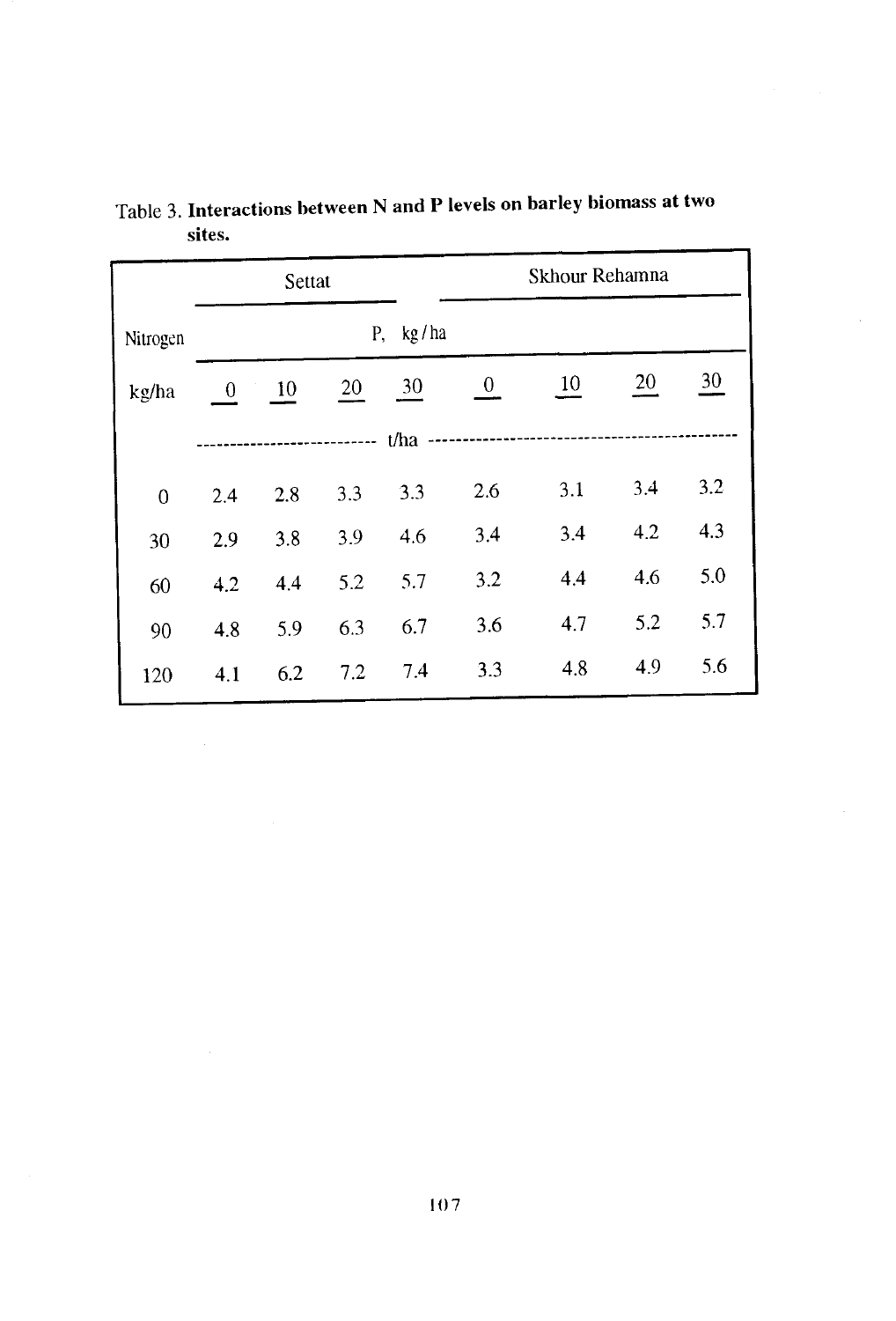Table 3. **Interactions between N and P levels on barley biomass at two sites.**

| Nitrogen | Settat | | | | Skhour Rehamna | | | |
|---|---|---|---|---|---|---|---|---|
| | P, kg/ha | | | | | | | |
| kg/ha | 0 | 10 | 20 | 30 | 0 | 10 | 20 | 30 |
| | t/ha | | | | | | | |
| 0 | 2.4 | 2.8 | 3.3 | 3.3 | 2.6 | 3.1 | 3.4 | 3.2 |
| 30 | 2.9 | 3.8 | 3.9 | 4.6 | 3.4 | 3.4 | 4.2 | 4.3 |
| 60 | 4.2 | 4.4 | 5.2 | 5.7 | 3.2 | 4.4 | 4.6 | 5.0 |
| 90 | 4.8 | 5.9 | 6.3 | 6.7 | 3.6 | 4.7 | 5.2 | 5.7 |
| 120 | 4.1 | 6.2 | 7.2 | 7.4 | 3.3 | 4.8 | 4.9 | 5.6 |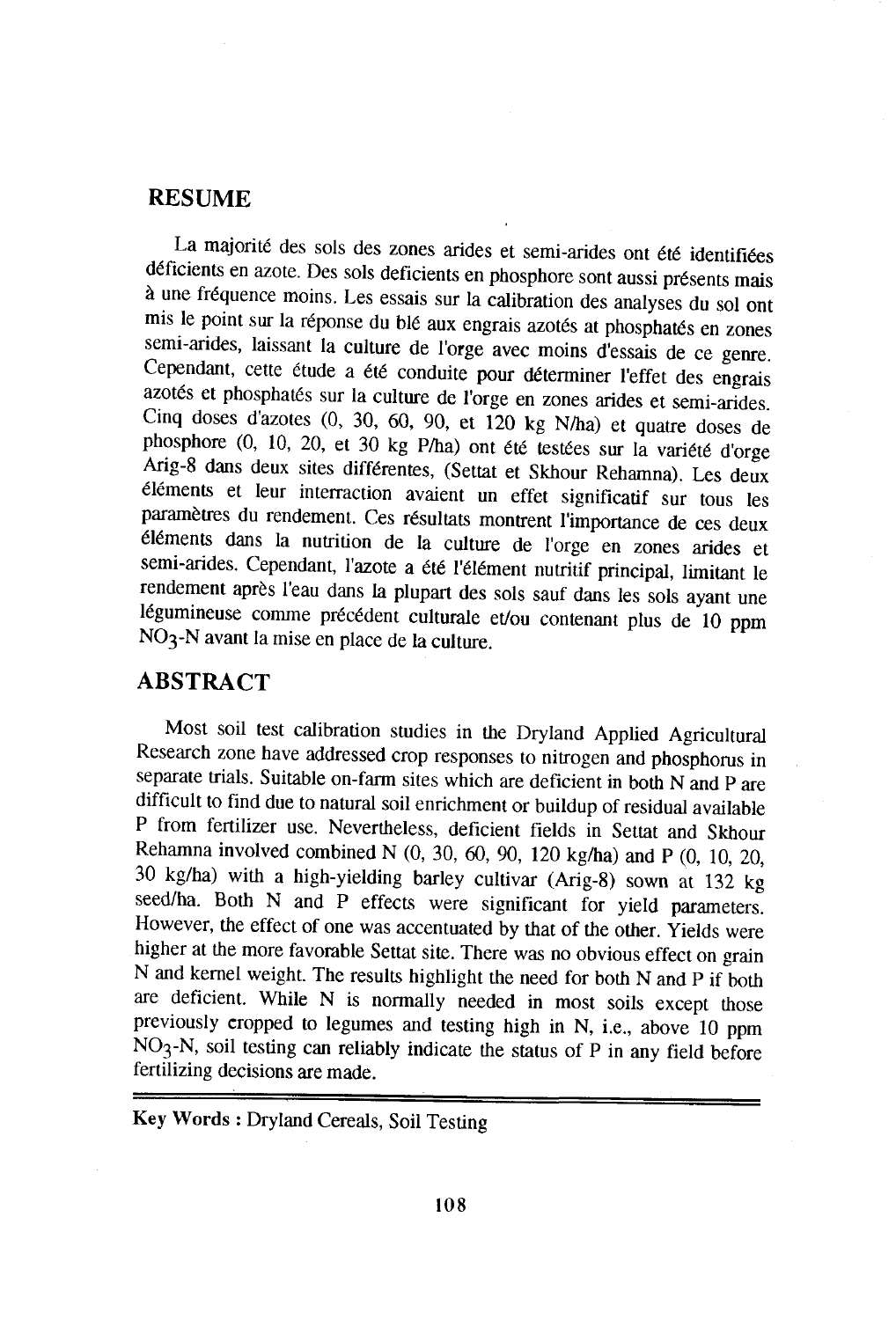## RESUME

La majorité des sols des zones arides et semi-arides ont été identifiées déficients en azote. Des sols deficients en phosphore sont aussi présents mais à une fréquence moins. Les essais sur la calibration des analyses du sol ont mis le point sur la réponse du blé aux engrais azotés at phosphatés en zones semi-arides, laissant la culture de l'orge avec moins d'essais de ce genre. Cependant, cette étude a été conduite pour déterminer l'effet des engrais azotés et phosphatés sur la culture de l'orge en zones arides et semi-arides. Cinq doses d'azotes (0, 30, 60, 90, et 120 kg N/ha) et quatre doses de phosphore (0, 10, 20, et 30 kg P/ha) ont été testées sur la variété d'orge Arig-8 dans deux sites différentes, (Settat et Skhour Rehamna). Les deux éléments et leur interraction avaient un effet significatif sur tous les paramètres du rendement. Ces résultats montrent l'importance de ces deux éléments dans la nutrition de la culture de l'orge en zones arides et semi-arides. Cependant, l'azote a été l'élément nutritif principal, limitant le rendement après l'eau dans la plupart des sols sauf dans les sols ayant une légumineuse comme précédent culturale et/ou contenant plus de 10 ppm $NO_3$-N avant la mise en place de la culture.

## ABSTRACT

Most soil test calibration studies in the Dryland Applied Agricultural Research zone have addressed crop responses to nitrogen and phosphorus in separate trials. Suitable on-farm sites which are deficient in both N and P are difficult to find due to natural soil enrichment or buildup of residual available P from fertilizer use. Nevertheless, deficient fields in Settat and Skhour Rehamna involved combined N (0, 30, 60, 90, 120 kg/ha) and P (0, 10, 20, 30 kg/ha) with a high-yielding barley cultivar (Arig-8) sown at 132 kg seed/ha. Both N and P effects were significant for yield parameters. However, the effect of one was accentuated by that of the other. Yields were higher at the more favorable Settat site. There was no obvious effect on grain N and kernel weight. The results highlight the need for both N and P if both are deficient. While N is normally needed in most soils except those previously cropped to legumes and testing high in N, i.e., above 10 ppm $NO_3$-N, soil testing can reliably indicate the status of P in any field before fertilizing decisions are made.

---

**Key Words :** Dryland Cereals, Soil Testing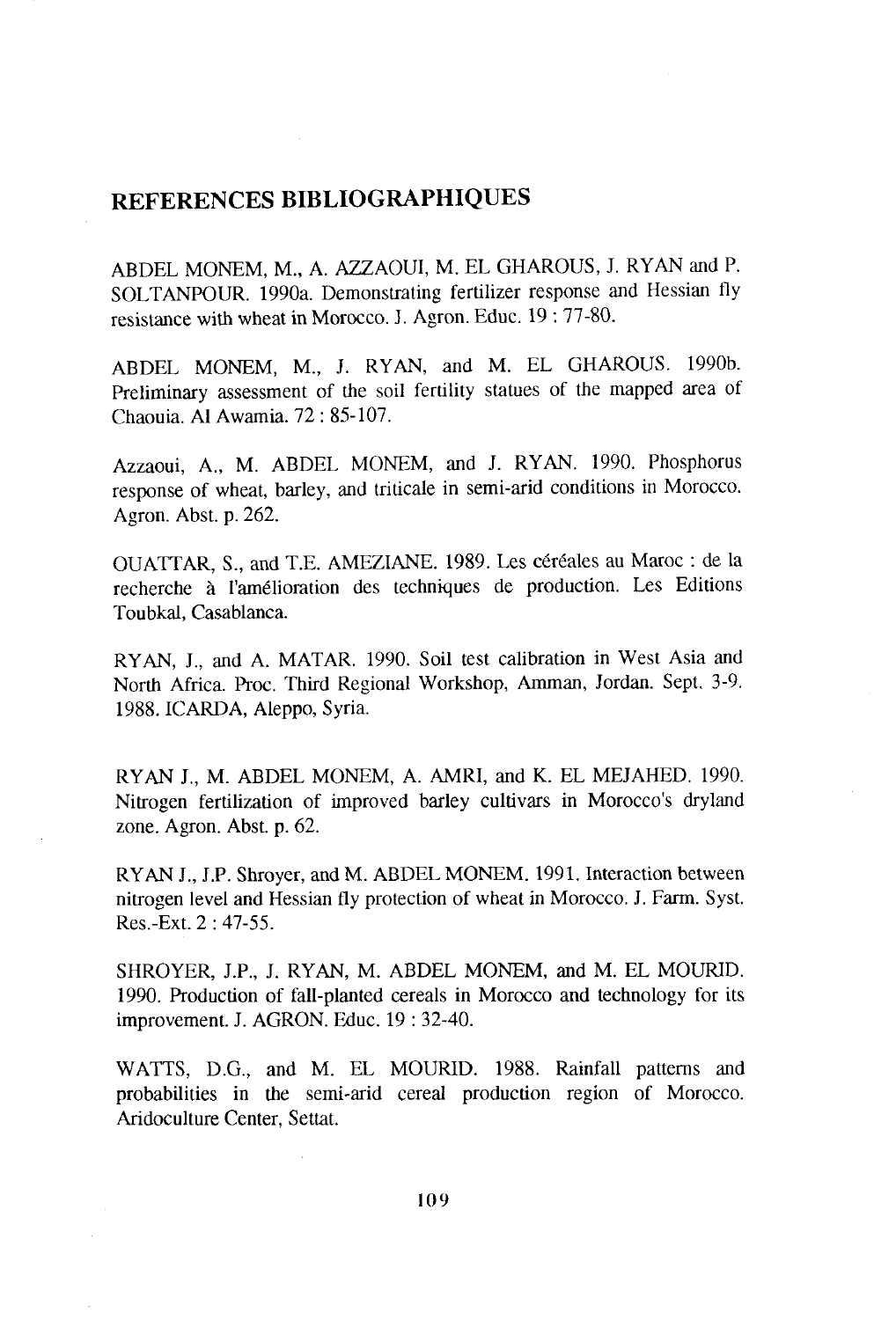## REFERENCES BIBLIOGRAPHIQUES

ABDEL MONEM, M., A. AZZAOUI, M. EL GHAROUS, J. RYAN and P. SOLTANPOUR. 1990a. Demonstrating fertilizer response and Hessian fly resistance with wheat in Morocco. J. Agron. Educ. 19 : 77-80.

ABDEL MONEM, M., J. RYAN, and M. EL GHAROUS. 1990b. Preliminary assessment of the soil fertility statues of the mapped area of Chaouia. Al Awamia. 72 : 85-107.

Azzaoui, A., M. ABDEL MONEM, and J. RYAN. 1990. Phosphorus response of wheat, barley, and triticale in semi-arid conditions in Morocco. Agron. Abst. p. 262.

OUATTAR, S., and T.E. AMEZIANE. 1989. Les céréales au Maroc : de la recherche à l'amélioration des techniques de production. Les Editions Toubkal, Casablanca.

RYAN, J., and A. MATAR. 1990. Soil test calibration in West Asia and North Africa. Proc. Third Regional Workshop, Amman, Jordan. Sept. 3-9. 1988. ICARDA, Aleppo, Syria.

RYAN J., M. ABDEL MONEM, A. AMRI, and K. EL MEJAHED. 1990. Nitrogen fertilization of improved barley cultivars in Morocco's dryland zone. Agron. Abst. p. 62.

RYAN J., J.P. Shroyer, and M. ABDEL MONEM. 1991. Interaction between nitrogen level and Hessian fly protection of wheat in Morocco. J. Farm. Syst. Res.-Ext. 2 : 47-55.

SHROYER, J.P., J. RYAN, M. ABDEL MONEM, and M. EL MOURID. 1990. Production of fall-planted cereals in Morocco and technology for its improvement. J. AGRON. Educ. 19 : 32-40.

WATTS, D.G., and M. EL MOURID. 1988. Rainfall patterns and probabilities in the semi-arid cereal production region of Morocco. Aridoculture Center, Settat.